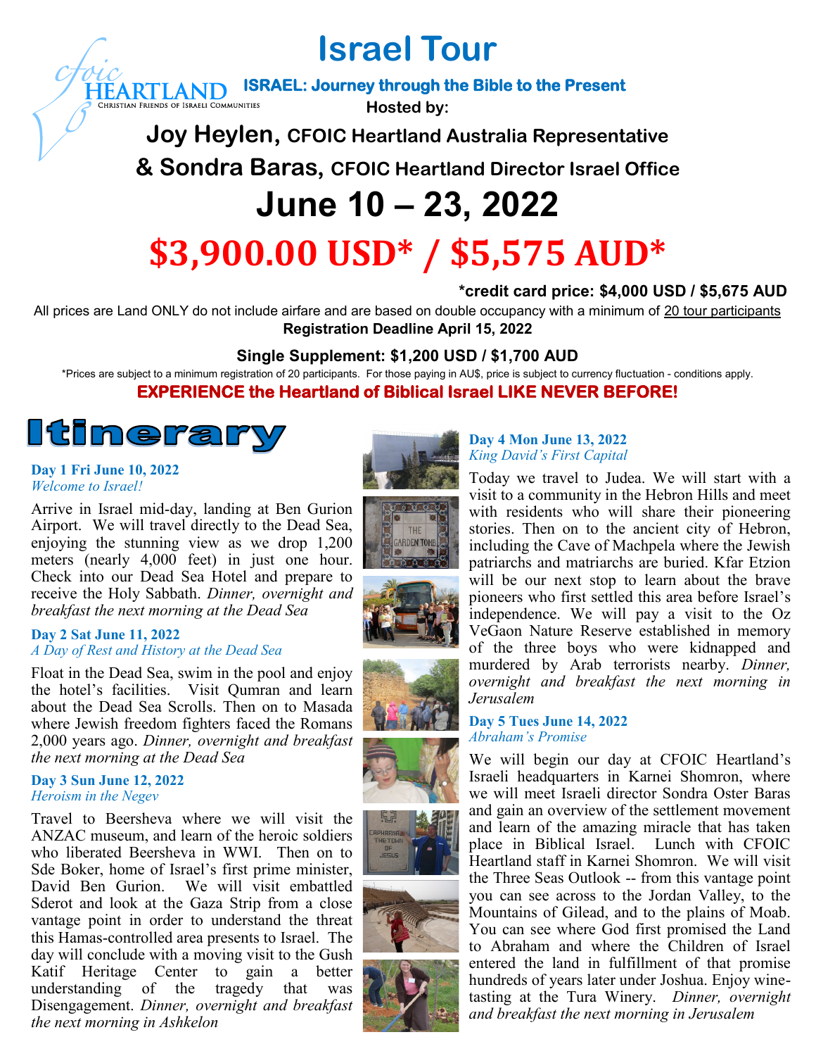# Israel Tour

cfoic HEARTLAND
Christian Friends of Israeli Communities

**ISRAEL: Journey through the Bible to the Present**

**Hosted by:**

## Joy Heylen, CFOIC Heartland Australia Representative

## & Sondra Baras, CFOIC Heartland Director Israel Office

# June 10 – 23, 2022

# $3,900.00 USD* / $5,575 AUD*

**\*credit card price: $4,000 USD / $5,675 AUD**

All prices are Land ONLY do not include airfare and are based on double occupancy with a minimum of 20 tour participants

**Registration Deadline April 15, 2022**

**Single Supplement: $1,200 USD / $1,700 AUD**

*Prices are subject to a minimum registration of 20 participants. For those paying in AU$, price is subject to currency fluctuation - conditions apply.

**EXPERIENCE the Heartland of Biblical Israel LIKE NEVER BEFORE!**

## Itinerary

**Day 1 Fri June 10, 2022**
*Welcome to Israel!*

Arrive in Israel mid-day, landing at Ben Gurion Airport. We will travel directly to the Dead Sea, enjoying the stunning view as we drop 1,200 meters (nearly 4,000 feet) in just one hour. Check into our Dead Sea Hotel and prepare to receive the Holy Sabbath. *Dinner, overnight and breakfast the next morning at the Dead Sea*

**Day 2 Sat June 11, 2022**
*A Day of Rest and History at the Dead Sea*

Float in the Dead Sea, swim in the pool and enjoy the hotel's facilities. Visit Qumran and learn about the Dead Sea Scrolls. Then on to Masada where Jewish freedom fighters faced the Romans 2,000 years ago. *Dinner, overnight and breakfast the next morning at the Dead Sea*

**Day 3 Sun June 12, 2022**
*Heroism in the Negev*

Travel to Beersheva where we will visit the ANZAC museum, and learn of the heroic soldiers who liberated Beersheva in WWI. Then on to Sde Boker, home of Israel's first prime minister, David Ben Gurion. We will visit embattled Sderot and look at the Gaza Strip from a close vantage point in order to understand the threat this Hamas-controlled area presents to Israel. The day will conclude with a moving visit to the Gush Katif Heritage Center to gain a better understanding of the tragedy that was Disengagement. *Dinner, overnight and breakfast the next morning in Ashkelon*

**Day 4 Mon June 13, 2022**
*King David's First Capital*

Today we travel to Judea. We will start with a visit to a community in the Hebron Hills and meet with residents who will share their pioneering stories. Then on to the ancient city of Hebron, including the Cave of Machpela where the Jewish patriarchs and matriarchs are buried. Kfar Etzion will be our next stop to learn about the brave pioneers who first settled this area before Israel's independence. We will pay a visit to the Oz VeGaon Nature Reserve established in memory of the three boys who were kidnapped and murdered by Arab terrorists nearby. *Dinner, overnight and breakfast the next morning in Jerusalem*

**Day 5 Tues June 14, 2022**
*Abraham's Promise*

We will begin our day at CFOIC Heartland's Israeli headquarters in Karnei Shomron, where we will meet Israeli director Sondra Oster Baras and gain an overview of the settlement movement and learn of the amazing miracle that has taken place in Biblical Israel. Lunch with CFOIC Heartland staff in Karnei Shomron. We will visit the Three Seas Outlook -- from this vantage point you can see across to the Jordan Valley, to the Mountains of Gilead, and to the plains of Moab. You can see where God first promised the Land to Abraham and where the Children of Israel entered the land in fulfillment of that promise hundreds of years later under Joshua. Enjoy wine-tasting at the Tura Winery. *Dinner, overnight and breakfast the next morning in Jerusalem*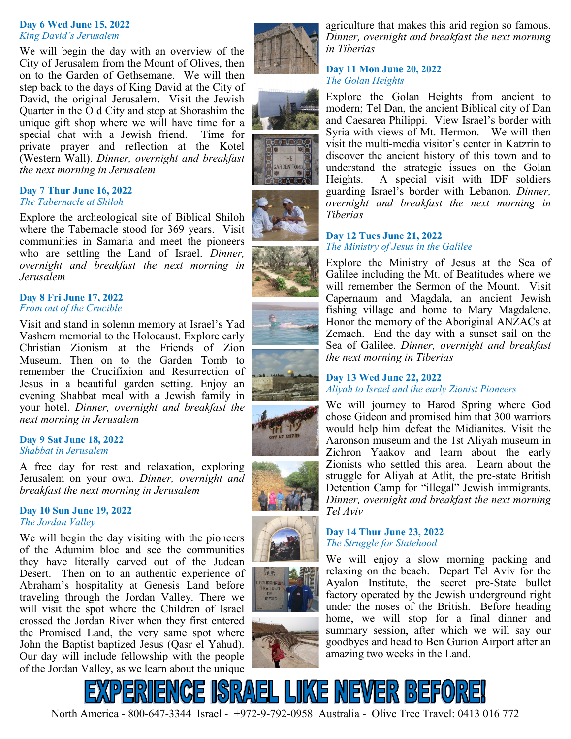### Day 6 Wed June 15, 2022
*King David's Jerusalem*

We will begin the day with an overview of the City of Jerusalem from the Mount of Olives, then on to the Garden of Gethsemane. We will then step back to the days of King David at the City of David, the original Jerusalem. Visit the Jewish Quarter in the Old City and stop at Shorashim the unique gift shop where we will have time for a special chat with a Jewish friend. Time for private prayer and reflection at the Kotel (Western Wall). *Dinner, overnight and breakfast the next morning in Jerusalem*

### Day 7 Thur June 16, 2022
*The Tabernacle at Shiloh*

Explore the archeological site of Biblical Shiloh where the Tabernacle stood for 369 years. Visit communities in Samaria and meet the pioneers who are settling the Land of Israel. *Dinner, overnight and breakfast the next morning in Jerusalem*

### Day 8 Fri June 17, 2022
*From out of the Crucible*

Visit and stand in solemn memory at Israel's Yad Vashem memorial to the Holocaust. Explore early Christian Zionism at the Friends of Zion Museum. Then on to the Garden Tomb to remember the Crucifixion and Resurrection of Jesus in a beautiful garden setting. Enjoy an evening Shabbat meal with a Jewish family in your hotel. *Dinner, overnight and breakfast the next morning in Jerusalem*

### Day 9 Sat June 18, 2022
*Shabbat in Jerusalem*

A free day for rest and relaxation, exploring Jerusalem on your own. *Dinner, overnight and breakfast the next morning in Jerusalem*

### Day 10 Sun June 19, 2022
*The Jordan Valley*

We will begin the day visiting with the pioneers of the Adumim bloc and see the communities they have literally carved out of the Judean Desert. Then on to an authentic experience of Abraham's hospitality at Genesis Land before traveling through the Jordan Valley. There we will visit the spot where the Children of Israel crossed the Jordan River when they first entered the Promised Land, the very same spot where John the Baptist baptized Jesus (Qasr el Yahud). Our day will include fellowship with the people of the Jordan Valley, as we learn about the unique agriculture that makes this arid region so famous. *Dinner, overnight and breakfast the next morning in Tiberias*

### Day 11 Mon June 20, 2022
*The Golan Heights*

Explore the Golan Heights from ancient to modern; Tel Dan, the ancient Biblical city of Dan and Caesarea Philippi. View Israel's border with Syria with views of Mt. Hermon. We will then visit the multi-media visitor's center in Katzrin to discover the ancient history of this town and to understand the strategic issues on the Golan Heights. A special visit with IDF soldiers guarding Israel's border with Lebanon. *Dinner, overnight and breakfast the next morning in Tiberias*

### Day 12 Tues June 21, 2022
*The Ministry of Jesus in the Galilee*

Explore the Ministry of Jesus at the Sea of Galilee including the Mt. of Beatitudes where we will remember the Sermon of the Mount. Visit Capernaum and Magdala, an ancient Jewish fishing village and home to Mary Magdalene. Honor the memory of the Aboriginal ANZACs at Zemach. End the day with a sunset sail on the Sea of Galilee. *Dinner, overnight and breakfast the next morning in Tiberias*

### Day 13 Wed June 22, 2022
*Aliyah to Israel and the early Zionist Pioneers*

We will journey to Harod Spring where God chose Gideon and promised him that 300 warriors would help him defeat the Midianites. Visit the Aaronson museum and the 1st Aliyah museum in Zichron Yaakov and learn about the early Zionists who settled this area. Learn about the struggle for Aliyah at Atlit, the pre-state British Detention Camp for "illegal" Jewish immigrants. *Dinner, overnight and breakfast the next morning Tel Aviv*

### Day 14 Thur June 23, 2022
*The Struggle for Statehood*

We will enjoy a slow morning packing and relaxing on the beach. Depart Tel Aviv for the Ayalon Institute, the secret pre-State bullet factory operated by the Jewish underground right under the noses of the British. Before heading home, we will stop for a final dinner and summary session, after which we will say our goodbyes and head to Ben Gurion Airport after an amazing two weeks in the Land.

# EXPERIENCE ISRAEL LIKE NEVER BEFORE!

North America - 800-647-3344 Israel - +972-9-792-0958 Australia - Olive Tree Travel: 0413 016 772